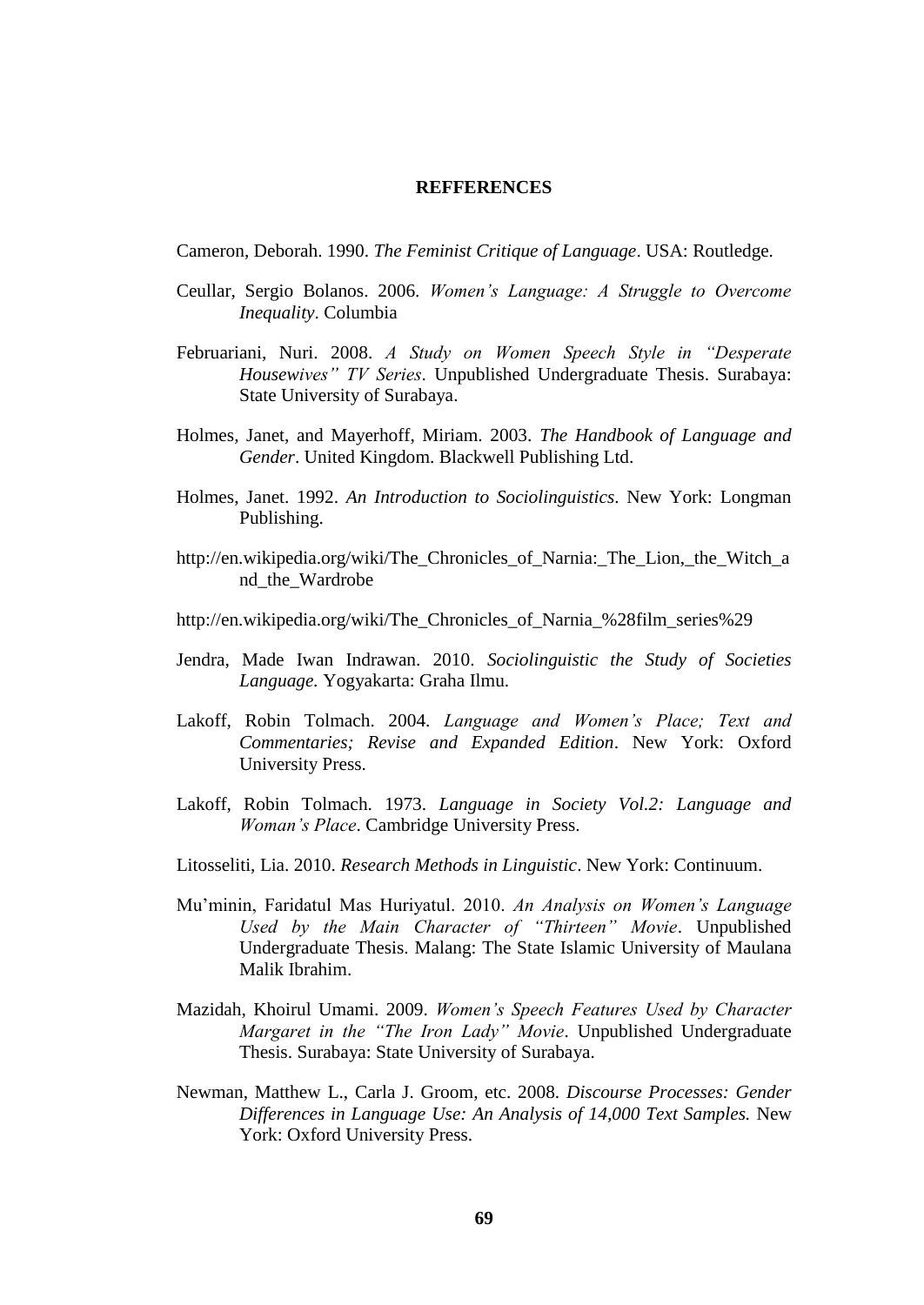# REFFERENCES

Cameron, Deborah. 1990. *The Feminist Critique of Language*. USA: Routledge.

Ceullar, Sergio Bolanos. 2006. *Women's Language: A Struggle to Overcome Inequality*. Columbia

Februariani, Nuri. 2008. *A Study on Women Speech Style in "Desperate Housewives" TV Series*. Unpublished Undergraduate Thesis. Surabaya: State University of Surabaya.

Holmes, Janet, and Mayerhoff, Miriam. 2003. *The Handbook of Language and Gender*. United Kingdom. Blackwell Publishing Ltd.

Holmes, Janet. 1992. *An Introduction to Sociolinguistics*. New York: Longman Publishing.

http://en.wikipedia.org/wiki/The_Chronicles_of_Narnia:_The_Lion,_the_Witch_and_the_Wardrobe

http://en.wikipedia.org/wiki/The_Chronicles_of_Narnia_%28film_series%29

Jendra, Made Iwan Indrawan. 2010. *Sociolinguistic the Study of Societies Language.* Yogyakarta: Graha Ilmu.

Lakoff, Robin Tolmach. 2004. *Language and Women's Place; Text and Commentaries; Revise and Expanded Edition*. New York: Oxford University Press.

Lakoff, Robin Tolmach. 1973. *Language in Society Vol.2: Language and Woman's Place*. Cambridge University Press.

Litosseliti, Lia. 2010. *Research Methods in Linguistic*. New York: Continuum.

Mu'minin, Faridatul Mas Huriyatul. 2010. *An Analysis on Women's Language Used by the Main Character of "Thirteen" Movie*. Unpublished Undergraduate Thesis. Malang: The State Islamic University of Maulana Malik Ibrahim.

Mazidah, Khoirul Umami. 2009. *Women's Speech Features Used by Character Margaret in the "The Iron Lady" Movie*. Unpublished Undergraduate Thesis. Surabaya: State University of Surabaya.

Newman, Matthew L., Carla J. Groom, etc. 2008. *Discourse Processes: Gender Differences in Language Use: An Analysis of 14,000 Text Samples.* New York: Oxford University Press.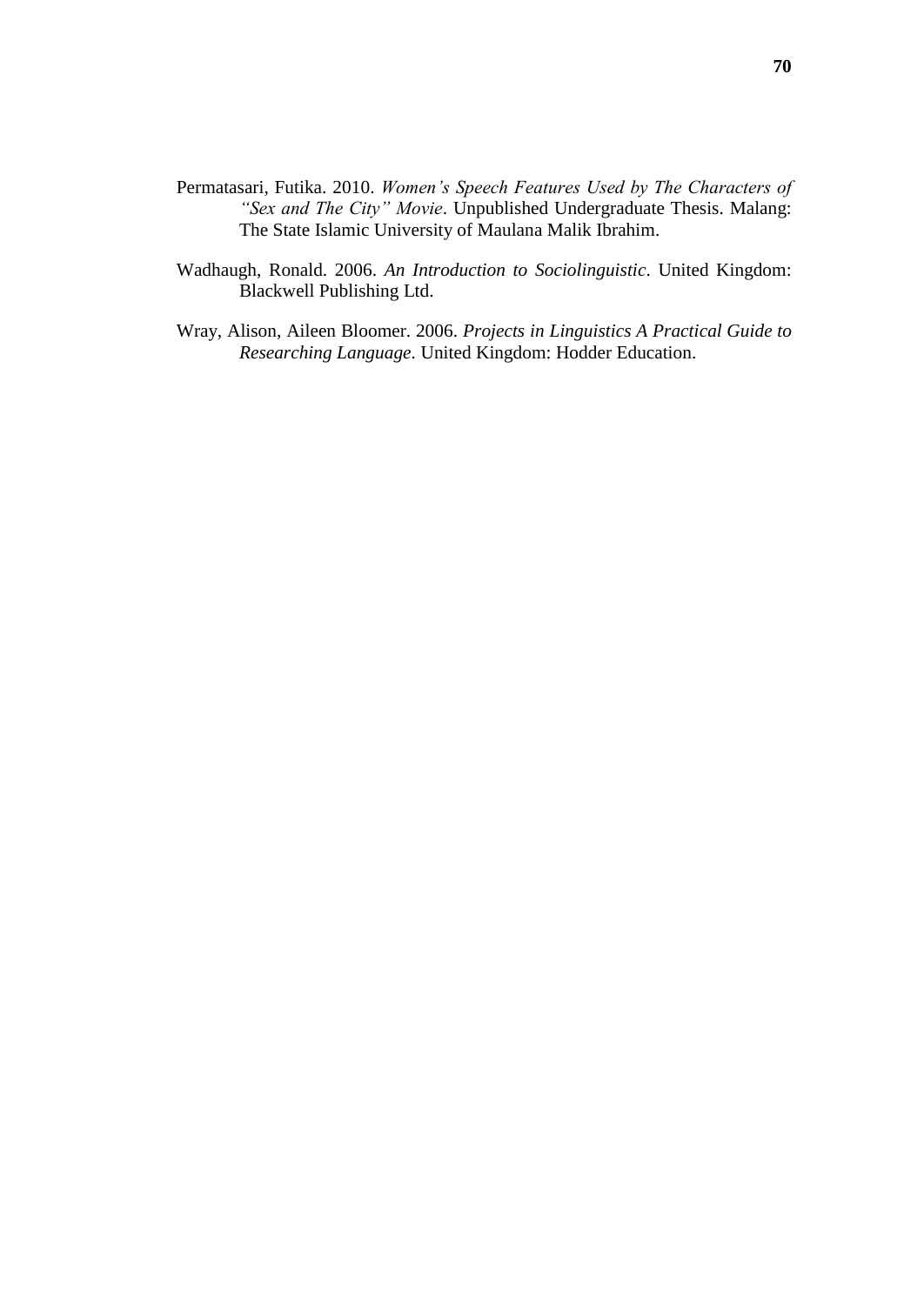Permatasari, Futika. 2010. *Women's Speech Features Used by The Characters of "Sex and The City" Movie*. Unpublished Undergraduate Thesis. Malang: The State Islamic University of Maulana Malik Ibrahim.

Wadhaugh, Ronald. 2006. *An Introduction to Sociolinguistic*. United Kingdom: Blackwell Publishing Ltd.

Wray, Alison, Aileen Bloomer. 2006. *Projects in Linguistics A Practical Guide to Researching Language*. United Kingdom: Hodder Education.